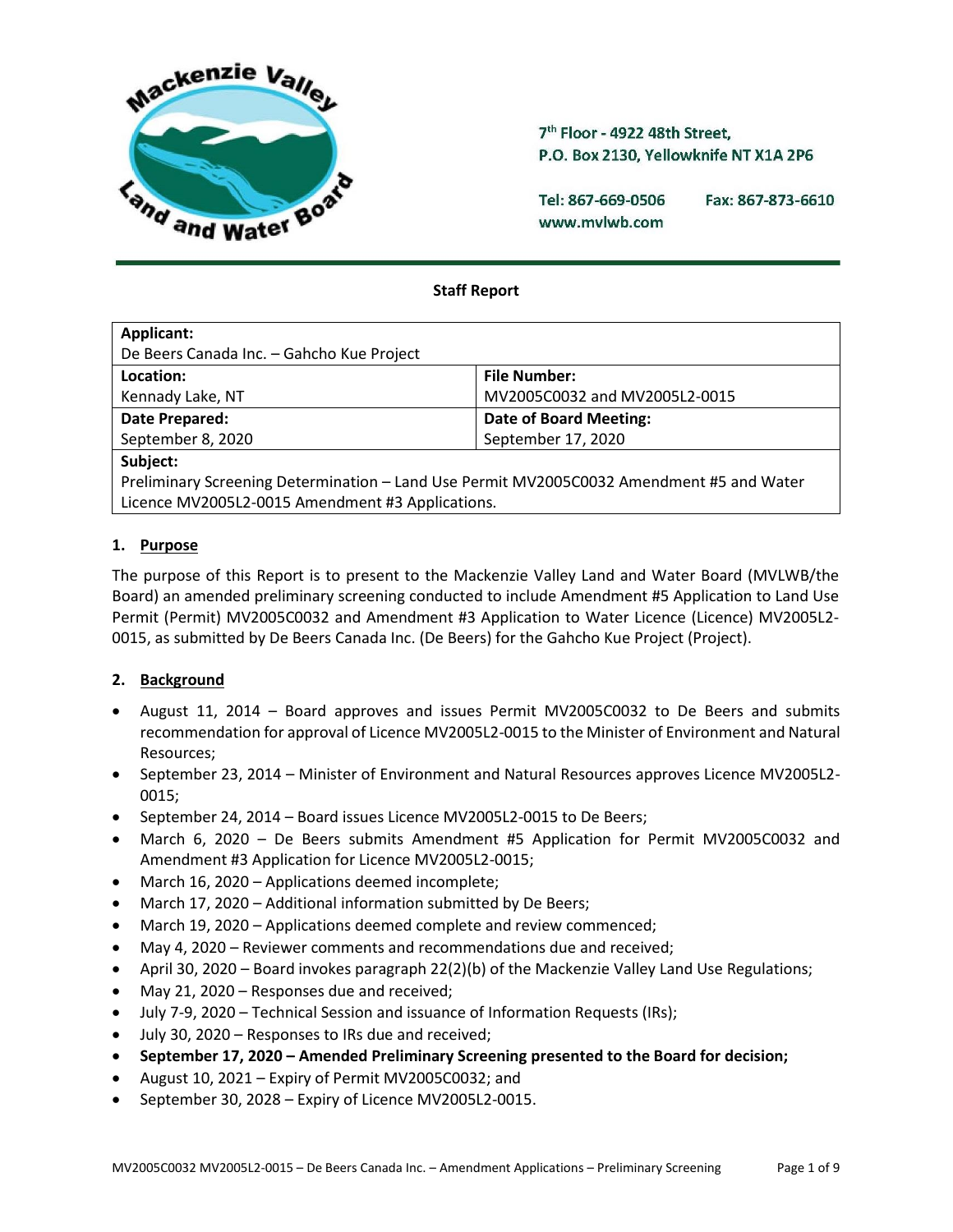7th Floor - 4922 48th Street,
P.O. Box 2130, Yellowknife NT X1A 2P6

Tel: 867-669-0506 Fax: 867-873-6610
www.mvlwb.com

**Staff Report**

| **Applicant:** | |
|---|---|
| De Beers Canada Inc. – Gahcho Kue Project | |
| **Location:** | **File Number:** |
| Kennady Lake, NT | MV2005C0032 and MV2005L2-0015 |
| **Date Prepared:** | **Date of Board Meeting:** |
| September 8, 2020 | September 17, 2020 |
| **Subject:** | |
| Preliminary Screening Determination – Land Use Permit MV2005C0032 Amendment #5 and Water Licence MV2005L2-0015 Amendment #3 Applications. | |

## 1. Purpose

The purpose of this Report is to present to the Mackenzie Valley Land and Water Board (MVLWB/the Board) an amended preliminary screening conducted to include Amendment #5 Application to Land Use Permit (Permit) MV2005C0032 and Amendment #3 Application to Water Licence (Licence) MV2005L2-0015, as submitted by De Beers Canada Inc. (De Beers) for the Gahcho Kue Project (Project).

## 2. Background

- August 11, 2014 – Board approves and issues Permit MV2005C0032 to De Beers and submits recommendation for approval of Licence MV2005L2-0015 to the Minister of Environment and Natural Resources;
- September 23, 2014 – Minister of Environment and Natural Resources approves Licence MV2005L2-0015;
- September 24, 2014 – Board issues Licence MV2005L2-0015 to De Beers;
- March 6, 2020 – De Beers submits Amendment #5 Application for Permit MV2005C0032 and Amendment #3 Application for Licence MV2005L2-0015;
- March 16, 2020 – Applications deemed incomplete;
- March 17, 2020 – Additional information submitted by De Beers;
- March 19, 2020 – Applications deemed complete and review commenced;
- May 4, 2020 – Reviewer comments and recommendations due and received;
- April 30, 2020 – Board invokes paragraph 22(2)(b) of the Mackenzie Valley Land Use Regulations;
- May 21, 2020 – Responses due and received;
- July 7-9, 2020 – Technical Session and issuance of Information Requests (IRs);
- July 30, 2020 – Responses to IRs due and received;
- **September 17, 2020 – Amended Preliminary Screening presented to the Board for decision;**
- August 10, 2021 – Expiry of Permit MV2005C0032; and
- September 30, 2028 – Expiry of Licence MV2005L2-0015.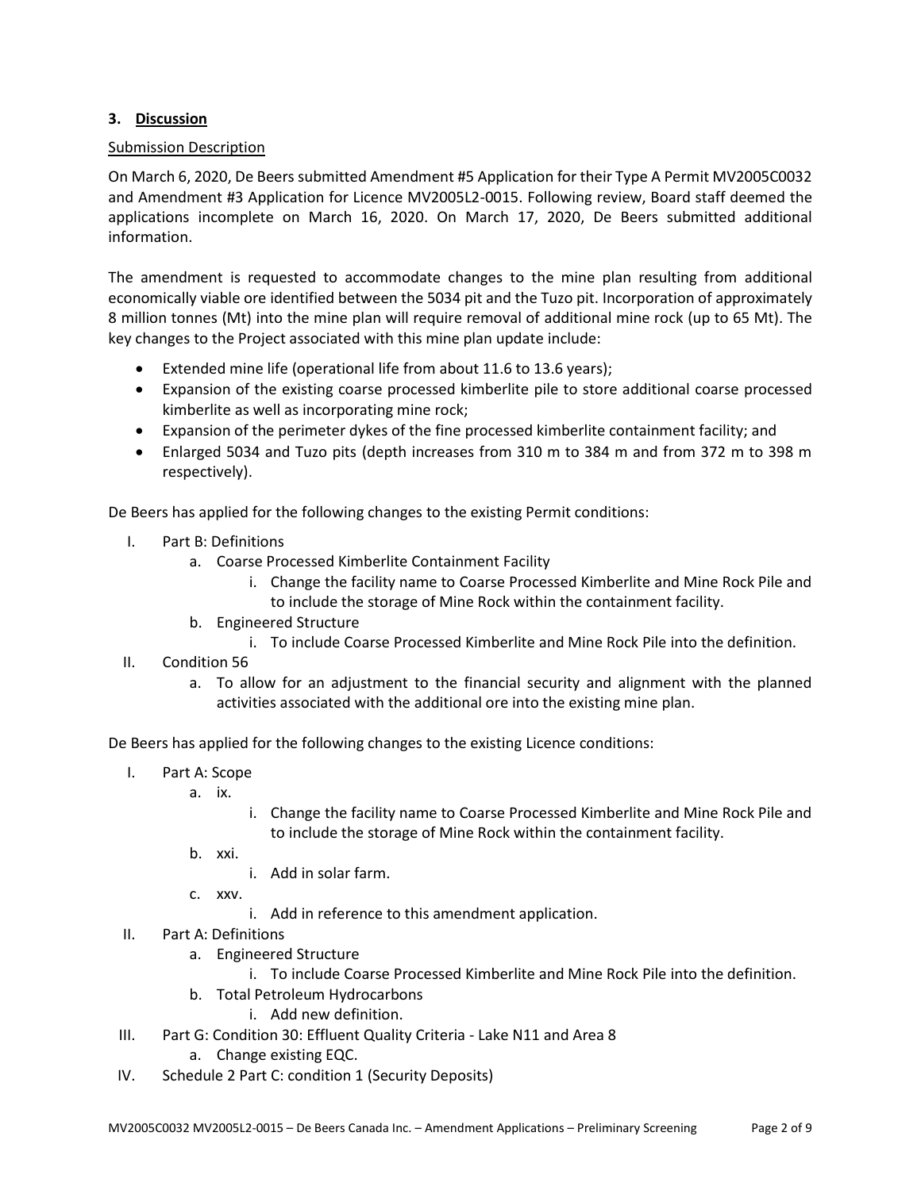## 3. Discussion

Submission Description

On March 6, 2020, De Beers submitted Amendment #5 Application for their Type A Permit MV2005C0032 and Amendment #3 Application for Licence MV2005L2-0015. Following review, Board staff deemed the applications incomplete on March 16, 2020. On March 17, 2020, De Beers submitted additional information.

The amendment is requested to accommodate changes to the mine plan resulting from additional economically viable ore identified between the 5034 pit and the Tuzo pit. Incorporation of approximately 8 million tonnes (Mt) into the mine plan will require removal of additional mine rock (up to 65 Mt). The key changes to the Project associated with this mine plan update include:

- Extended mine life (operational life from about 11.6 to 13.6 years);
- Expansion of the existing coarse processed kimberlite pile to store additional coarse processed kimberlite as well as incorporating mine rock;
- Expansion of the perimeter dykes of the fine processed kimberlite containment facility; and
- Enlarged 5034 and Tuzo pits (depth increases from 310 m to 384 m and from 372 m to 398 m respectively).

De Beers has applied for the following changes to the existing Permit conditions:

I. Part B: Definitions
   a. Coarse Processed Kimberlite Containment Facility
      i. Change the facility name to Coarse Processed Kimberlite and Mine Rock Pile and to include the storage of Mine Rock within the containment facility.
   b. Engineered Structure
      i. To include Coarse Processed Kimberlite and Mine Rock Pile into the definition.

II. Condition 56
   a. To allow for an adjustment to the financial security and alignment with the planned activities associated with the additional ore into the existing mine plan.

De Beers has applied for the following changes to the existing Licence conditions:

I. Part A: Scope
   a. ix.
      i. Change the facility name to Coarse Processed Kimberlite and Mine Rock Pile and to include the storage of Mine Rock within the containment facility.
   b. xxi.
      i. Add in solar farm.
   c. xxv.
      i. Add in reference to this amendment application.

II. Part A: Definitions
   a. Engineered Structure
      i. To include Coarse Processed Kimberlite and Mine Rock Pile into the definition.
   b. Total Petroleum Hydrocarbons
      i. Add new definition.

III. Part G: Condition 30: Effluent Quality Criteria - Lake N11 and Area 8
   a. Change existing EQC.

IV. Schedule 2 Part C: condition 1 (Security Deposits)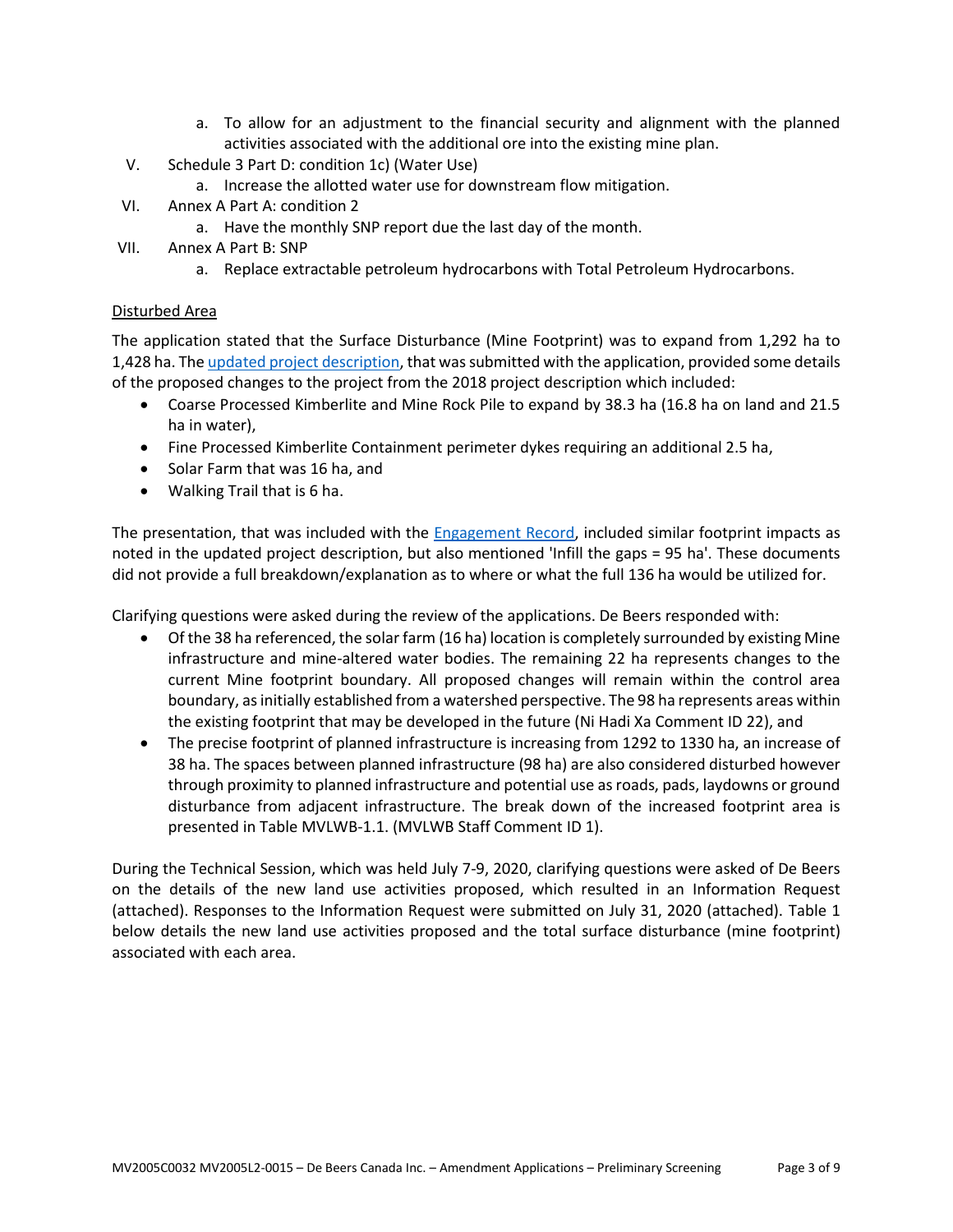a. To allow for an adjustment to the financial security and alignment with the planned activities associated with the additional ore into the existing mine plan.

V. Schedule 3 Part D: condition 1c) (Water Use)
   a. Increase the allotted water use for downstream flow mitigation.

VI. Annex A Part A: condition 2
   a. Have the monthly SNP report due the last day of the month.

VII. Annex A Part B: SNP
   a. Replace extractable petroleum hydrocarbons with Total Petroleum Hydrocarbons.

<u>Disturbed Area</u>

The application stated that the Surface Disturbance (Mine Footprint) was to expand from 1,292 ha to 1,428 ha. The updated project description, that was submitted with the application, provided some details of the proposed changes to the project from the 2018 project description which included:

- Coarse Processed Kimberlite and Mine Rock Pile to expand by 38.3 ha (16.8 ha on land and 21.5 ha in water),
- Fine Processed Kimberlite Containment perimeter dykes requiring an additional 2.5 ha,
- Solar Farm that was 16 ha, and
- Walking Trail that is 6 ha.

The presentation, that was included with the Engagement Record, included similar footprint impacts as noted in the updated project description, but also mentioned 'Infill the gaps = 95 ha'. These documents did not provide a full breakdown/explanation as to where or what the full 136 ha would be utilized for.

Clarifying questions were asked during the review of the applications. De Beers responded with:

- Of the 38 ha referenced, the solar farm (16 ha) location is completely surrounded by existing Mine infrastructure and mine-altered water bodies. The remaining 22 ha represents changes to the current Mine footprint boundary. All proposed changes will remain within the control area boundary, as initially established from a watershed perspective. The 98 ha represents areas within the existing footprint that may be developed in the future (Ni Hadi Xa Comment ID 22), and
- The precise footprint of planned infrastructure is increasing from 1292 to 1330 ha, an increase of 38 ha. The spaces between planned infrastructure (98 ha) are also considered disturbed however through proximity to planned infrastructure and potential use as roads, pads, laydowns or ground disturbance from adjacent infrastructure. The break down of the increased footprint area is presented in Table MVLWB-1.1. (MVLWB Staff Comment ID 1).

During the Technical Session, which was held July 7-9, 2020, clarifying questions were asked of De Beers on the details of the new land use activities proposed, which resulted in an Information Request (attached). Responses to the Information Request were submitted on July 31, 2020 (attached). Table 1 below details the new land use activities proposed and the total surface disturbance (mine footprint) associated with each area.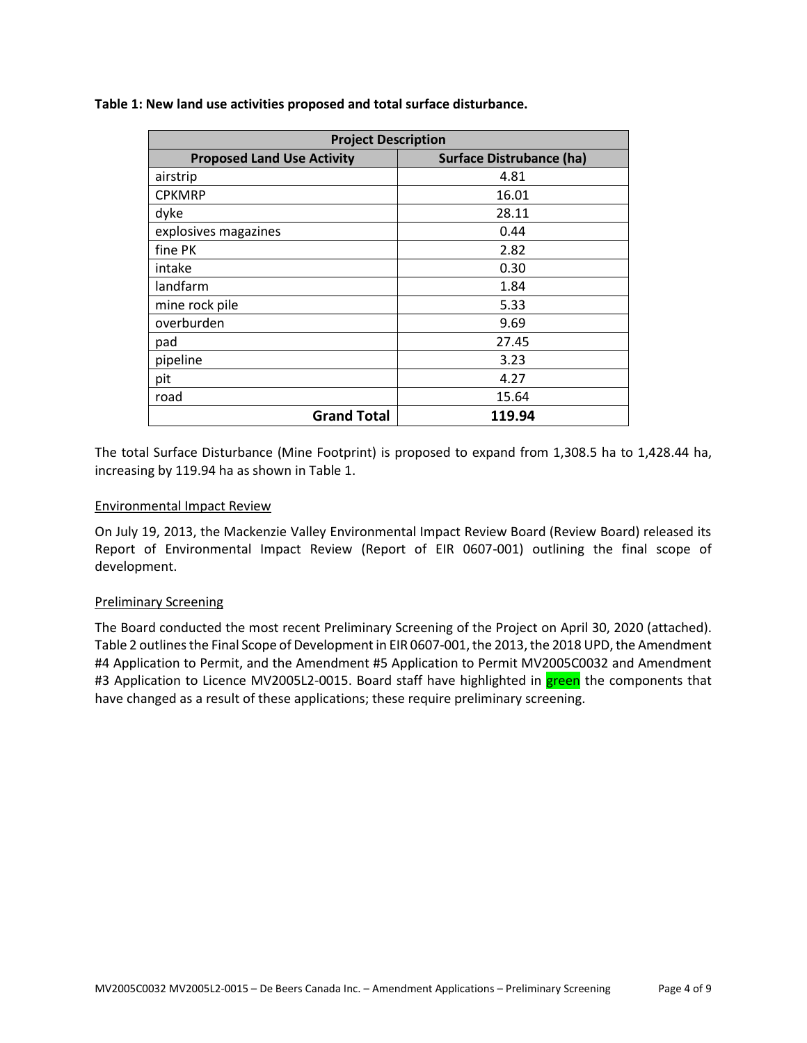**Table 1: New land use activities proposed and total surface disturbance.**

| Project Description | |
|---|---|
| **Proposed Land Use Activity** | **Surface Distrubance (ha)** |
| airstrip | 4.81 |
| CPKMRP | 16.01 |
| dyke | 28.11 |
| explosives magazines | 0.44 |
| fine PK | 2.82 |
| intake | 0.30 |
| landfarm | 1.84 |
| mine rock pile | 5.33 |
| overburden | 9.69 |
| pad | 27.45 |
| pipeline | 3.23 |
| pit | 4.27 |
| road | 15.64 |
| **Grand Total** | **119.94** |

The total Surface Disturbance (Mine Footprint) is proposed to expand from 1,308.5 ha to 1,428.44 ha, increasing by 119.94 ha as shown in Table 1.

Environmental Impact Review

On July 19, 2013, the Mackenzie Valley Environmental Impact Review Board (Review Board) released its Report of Environmental Impact Review (Report of EIR 0607-001) outlining the final scope of development.

Preliminary Screening

The Board conducted the most recent Preliminary Screening of the Project on April 30, 2020 (attached). Table 2 outlines the Final Scope of Development in EIR 0607-001, the 2013, the 2018 UPD, the Amendment #4 Application to Permit, and the Amendment #5 Application to Permit MV2005C0032 and Amendment #3 Application to Licence MV2005L2-0015. Board staff have highlighted in green the components that have changed as a result of these applications; these require preliminary screening.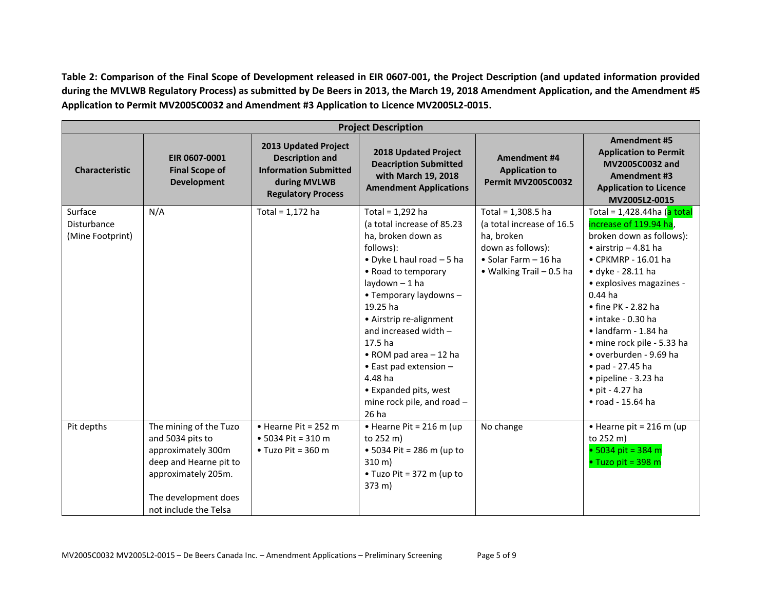**Table 2: Comparison of the Final Scope of Development released in EIR 0607-001, the Project Description (and updated information provided during the MVLWB Regulatory Process) as submitted by De Beers in 2013, the March 19, 2018 Amendment Application, and the Amendment #5 Application to Permit MV2005C0032 and Amendment #3 Application to Licence MV2005L2-0015.**

| Project Description | | | | | |
|---|---|---|---|---|---|
| **Characteristic** | **EIR 0607-0001 Final Scope of Development** | **2013 Updated Project Description and Information Submitted during MVLWB Regulatory Process** | **2018 Updated Project Deacription Submitted with March 19, 2018 Amendment Applications** | **Amendment #4 Application to Permit MV2005C0032** | **Amendment #5 Application to Permit MV2005C0032 and Amendment #3 Application to Licence MV2005L2-0015** |
| Surface Disturbance (Mine Footprint) | N/A | Total = 1,172 ha | Total = 1,292 ha (a total increase of 85.23 ha, broken down as follows): • Dyke L haul road – 5 ha • Road to temporary laydown – 1 ha • Temporary laydowns – 19.25 ha • Airstrip re-alignment and increased width – 17.5 ha • ROM pad area – 12 ha • East pad extension – 4.48 ha • Expanded pits, west mine rock pile, and road – 26 ha | Total = 1,308.5 ha (a total increase of 16.5 ha, broken down as follows): • Solar Farm – 16 ha • Walking Trail – 0.5 ha | Total = 1,428.44ha (a total increase of 119.94 ha, broken down as follows): • airstrip – 4.81 ha • CPKMRP - 16.01 ha • dyke - 28.11 ha • explosives magazines - 0.44 ha • fine PK - 2.82 ha • intake - 0.30 ha • landfarm - 1.84 ha • mine rock pile - 5.33 ha • overburden - 9.69 ha • pad - 27.45 ha • pipeline - 3.23 ha • pit - 4.27 ha • road - 15.64 ha |
| Pit depths | The mining of the Tuzo and 5034 pits to approximately 300m deep and Hearne pit to approximately 205m. The development does not include the Telsa | • Hearne Pit = 252 m • 5034 Pit = 310 m • Tuzo Pit = 360 m | • Hearne Pit = 216 m (up to 252 m) • 5034 Pit = 286 m (up to 310 m) • Tuzo Pit = 372 m (up to 373 m) | No change | • Hearne pit = 216 m (up to 252 m) • 5034 pit = 384 m • Tuzo pit = 398 m |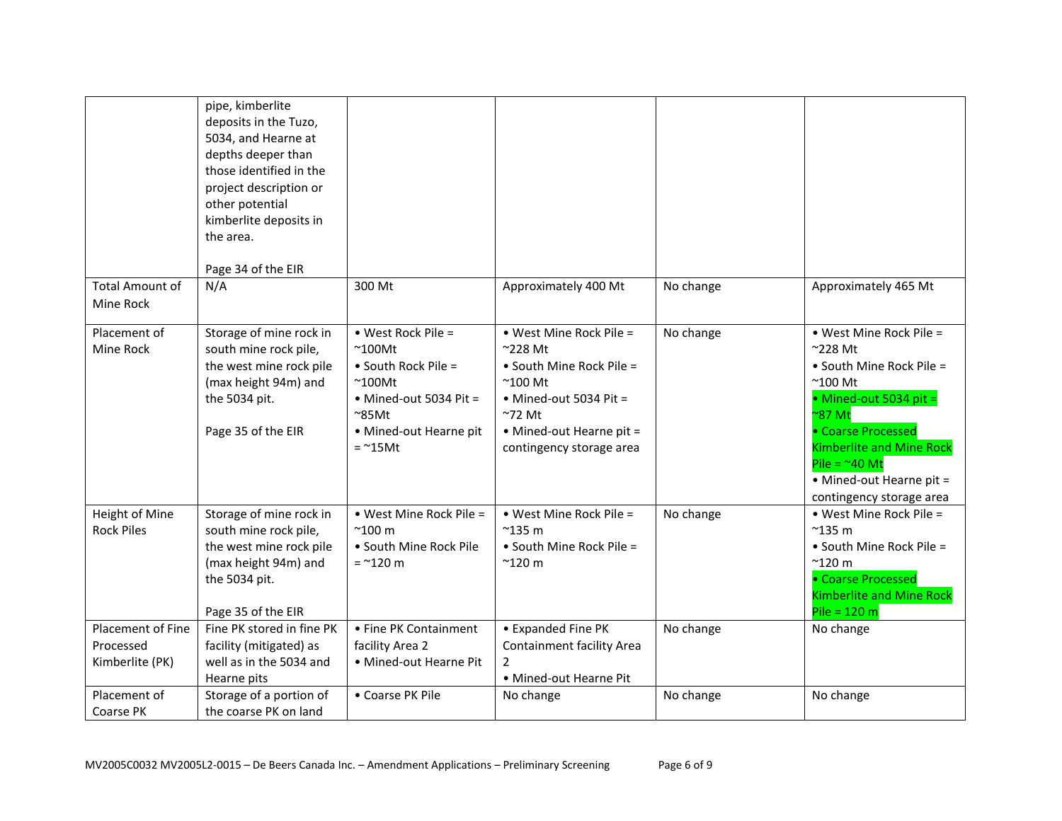| | | | | | |
|---|---|---|---|---|---|
| | pipe, kimberlite deposits in the Tuzo, 5034, and Hearne at depths deeper than those identified in the project description or other potential kimberlite deposits in the area.<br><br>Page 34 of the EIR | | | | |
| Total Amount of Mine Rock | N/A | 300 Mt | Approximately 400 Mt | No change | Approximately 465 Mt |
| Placement of Mine Rock | Storage of mine rock in south mine rock pile, the west mine rock pile (max height 94m) and the 5034 pit.<br><br>Page 35 of the EIR | • West Rock Pile = ~100Mt<br>• South Rock Pile = ~100Mt<br>• Mined-out 5034 Pit = ~85Mt<br>• Mined-out Hearne pit = ~15Mt | • West Mine Rock Pile = ~228 Mt<br>• South Mine Rock Pile = ~100 Mt<br>• Mined-out 5034 Pit = ~72 Mt<br>• Mined-out Hearne pit = contingency storage area | No change | • West Mine Rock Pile = ~228 Mt<br>• South Mine Rock Pile = ~100 Mt<br>• Mined-out 5034 pit = ~87 Mt<br>• Coarse Processed Kimberlite and Mine Rock Pile = ~40 Mt<br>• Mined-out Hearne pit = contingency storage area |
| Height of Mine Rock Piles | Storage of mine rock in south mine rock pile, the west mine rock pile (max height 94m) and the 5034 pit.<br><br>Page 35 of the EIR | • West Mine Rock Pile = ~100 m<br>• South Mine Rock Pile = ~120 m | • West Mine Rock Pile = ~135 m<br>• South Mine Rock Pile = ~120 m | No change | • West Mine Rock Pile = ~135 m<br>• South Mine Rock Pile = ~120 m<br>• Coarse Processed Kimberlite and Mine Rock Pile = 120 m |
| Placement of Fine Processed Kimberlite (PK) | Fine PK stored in fine PK facility (mitigated) as well as in the 5034 and Hearne pits | • Fine PK Containment facility Area 2<br>• Mined-out Hearne Pit | • Expanded Fine PK Containment facility Area 2<br>• Mined-out Hearne Pit | No change | No change |
| Placement of Coarse PK | Storage of a portion of the coarse PK on land | • Coarse PK Pile | No change | No change | No change |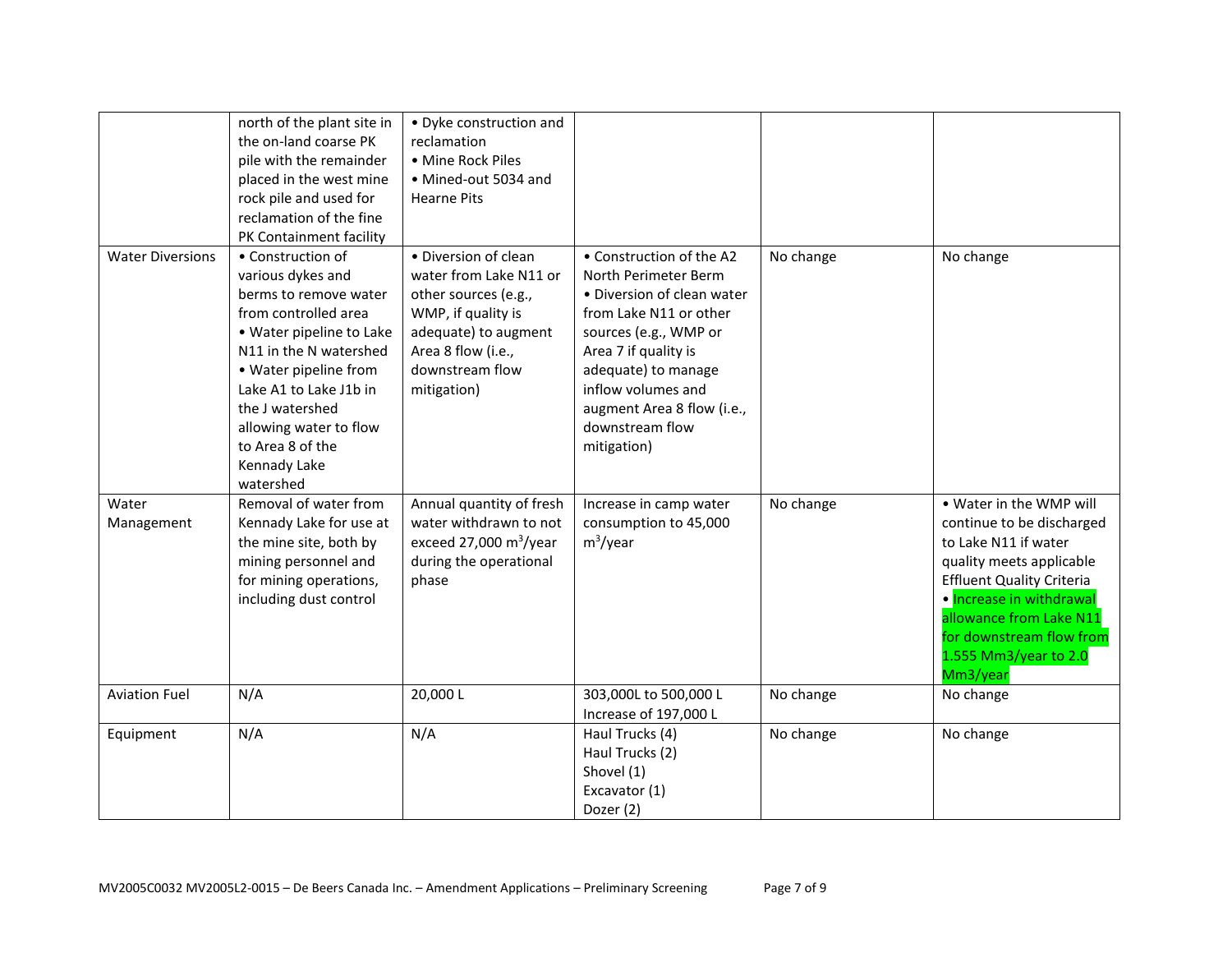| | | | | | |
|---|---|---|---|---|---|
| | north of the plant site in the on-land coarse PK pile with the remainder placed in the west mine rock pile and used for reclamation of the fine PK Containment facility | • Dyke construction and reclamation<br>• Mine Rock Piles<br>• Mined-out 5034 and Hearne Pits | | | |
| Water Diversions | • Construction of various dykes and berms to remove water from controlled area<br>• Water pipeline to Lake N11 in the N watershed<br>• Water pipeline from Lake A1 to Lake J1b in the J watershed allowing water to flow to Area 8 of the Kennady Lake watershed | • Diversion of clean water from Lake N11 or other sources (e.g., WMP, if quality is adequate) to augment Area 8 flow (i.e., downstream flow mitigation) | • Construction of the A2 North Perimeter Berm<br>• Diversion of clean water from Lake N11 or other sources (e.g., WMP or Area 7 if quality is adequate) to manage inflow volumes and augment Area 8 flow (i.e., downstream flow mitigation) | No change | No change |
| Water Management | Removal of water from Kennady Lake for use at the mine site, both by mining personnel and for mining operations, including dust control | Annual quantity of fresh water withdrawn to not exceed 27,000 $m^3$/year during the operational phase | Increase in camp water consumption to 45,000 $m^3$/year | No change | • Water in the WMP will continue to be discharged to Lake N11 if water quality meets applicable Effluent Quality Criteria<br>• Increase in withdrawal allowance from Lake N11 for downstream flow from 1.555 Mm3/year to 2.0 Mm3/year |
| Aviation Fuel | N/A | 20,000 L | 303,000L to 500,000 L<br>Increase of 197,000 L | No change | No change |
| Equipment | N/A | N/A | Haul Trucks (4)<br>Haul Trucks (2)<br>Shovel (1)<br>Excavator (1)<br>Dozer (2) | No change | No change |

MV2005C0032 MV2005L2-0015 – De Beers Canada Inc. – Amendment Applications – Preliminary Screening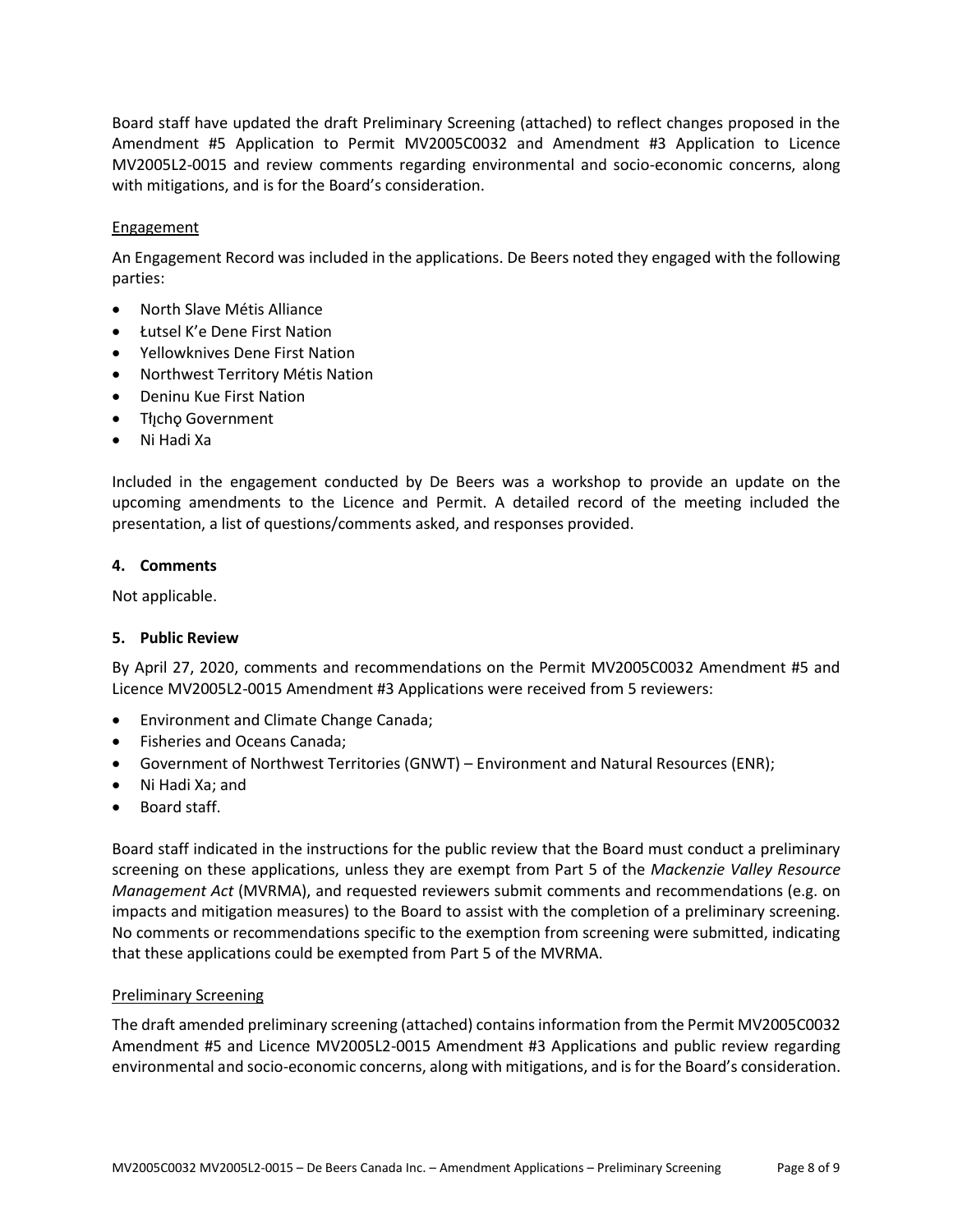Board staff have updated the draft Preliminary Screening (attached) to reflect changes proposed in the Amendment #5 Application to Permit MV2005C0032 and Amendment #3 Application to Licence MV2005L2-0015 and review comments regarding environmental and socio-economic concerns, along with mitigations, and is for the Board's consideration.

Engagement

An Engagement Record was included in the applications. De Beers noted they engaged with the following parties:

- North Slave Métis Alliance
- Łutsel K'e Dene First Nation
- Yellowknives Dene First Nation
- Northwest Territory Métis Nation
- Deninu Kue First Nation
- Tłı̨chǫ Government
- Ni Hadi Xa

Included in the engagement conducted by De Beers was a workshop to provide an update on the upcoming amendments to the Licence and Permit. A detailed record of the meeting included the presentation, a list of questions/comments asked, and responses provided.

**4. Comments**

Not applicable.

**5. Public Review**

By April 27, 2020, comments and recommendations on the Permit MV2005C0032 Amendment #5 and Licence MV2005L2-0015 Amendment #3 Applications were received from 5 reviewers:

- Environment and Climate Change Canada;
- Fisheries and Oceans Canada;
- Government of Northwest Territories (GNWT) – Environment and Natural Resources (ENR);
- Ni Hadi Xa; and
- Board staff.

Board staff indicated in the instructions for the public review that the Board must conduct a preliminary screening on these applications, unless they are exempt from Part 5 of the *Mackenzie Valley Resource Management Act* (MVRMA), and requested reviewers submit comments and recommendations (e.g. on impacts and mitigation measures) to the Board to assist with the completion of a preliminary screening. No comments or recommendations specific to the exemption from screening were submitted, indicating that these applications could be exempted from Part 5 of the MVRMA.

Preliminary Screening

The draft amended preliminary screening (attached) contains information from the Permit MV2005C0032 Amendment #5 and Licence MV2005L2-0015 Amendment #3 Applications and public review regarding environmental and socio-economic concerns, along with mitigations, and is for the Board's consideration.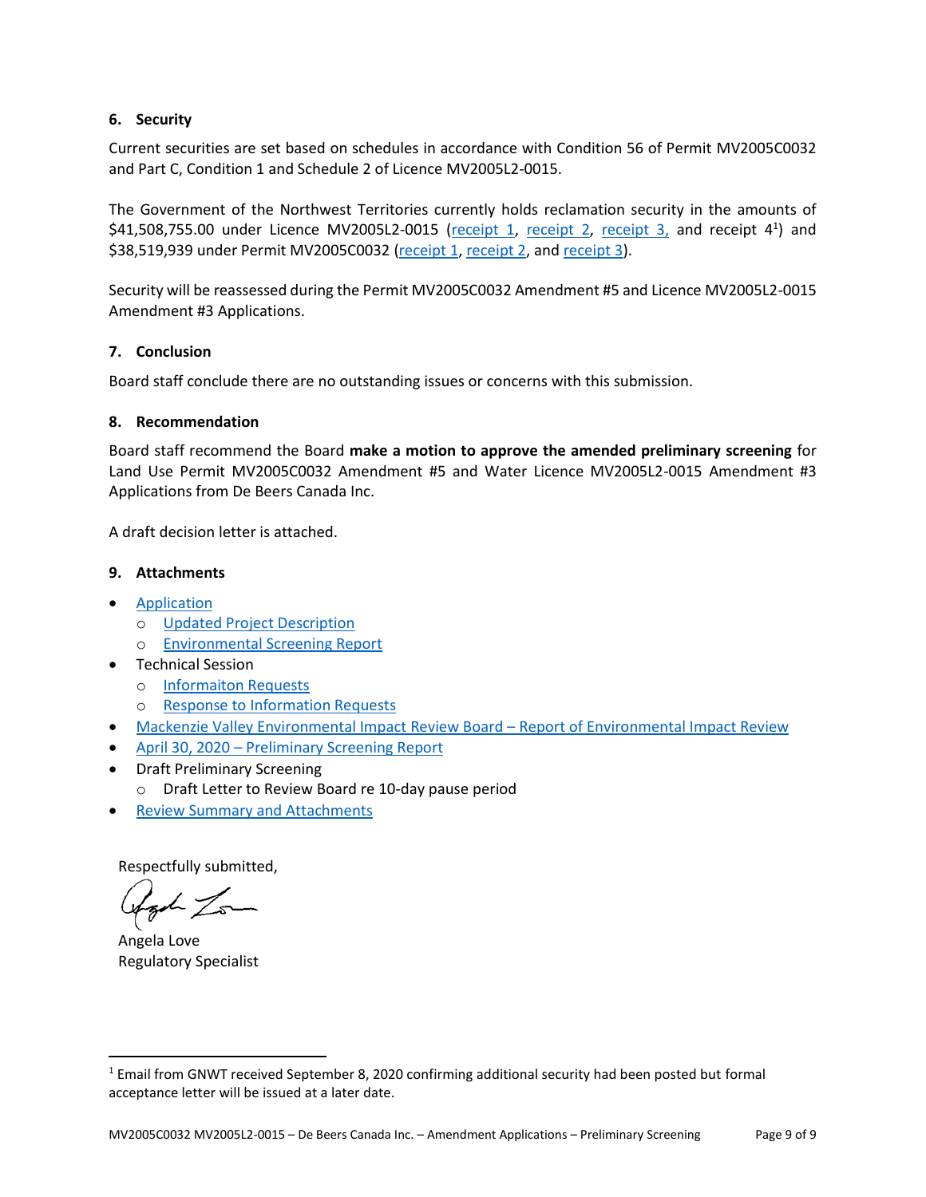## 6. Security

Current securities are set based on schedules in accordance with Condition 56 of Permit MV2005C0032 and Part C, Condition 1 and Schedule 2 of Licence MV2005L2-0015.

The Government of the Northwest Territories currently holds reclamation security in the amounts of $41,508,755.00 under Licence MV2005L2-0015 (receipt 1, receipt 2, receipt 3, and receipt 4[1]) and $38,519,939 under Permit MV2005C0032 (receipt 1, receipt 2, and receipt 3).

Security will be reassessed during the Permit MV2005C0032 Amendment #5 and Licence MV2005L2-0015 Amendment #3 Applications.

## 7. Conclusion

Board staff conclude there are no outstanding issues or concerns with this submission.

## 8. Recommendation

Board staff recommend the Board **make a motion to approve the amended preliminary screening** for Land Use Permit MV2005C0032 Amendment #5 and Water Licence MV2005L2-0015 Amendment #3 Applications from De Beers Canada Inc.

A draft decision letter is attached.

## 9. Attachments

- Application
  - Updated Project Description
  - Environmental Screening Report
- Technical Session
  - Informaiton Requests
  - Response to Information Requests
- Mackenzie Valley Environmental Impact Review Board – Report of Environmental Impact Review
- April 30, 2020 – Preliminary Screening Report
- Draft Preliminary Screening
  - Draft Letter to Review Board re 10-day pause period
- Review Summary and Attachments

Respectfully submitted,

Angela Love
Regulatory Specialist

[1] Email from GNWT received September 8, 2020 confirming additional security had been posted but formal acceptance letter will be issued at a later date.